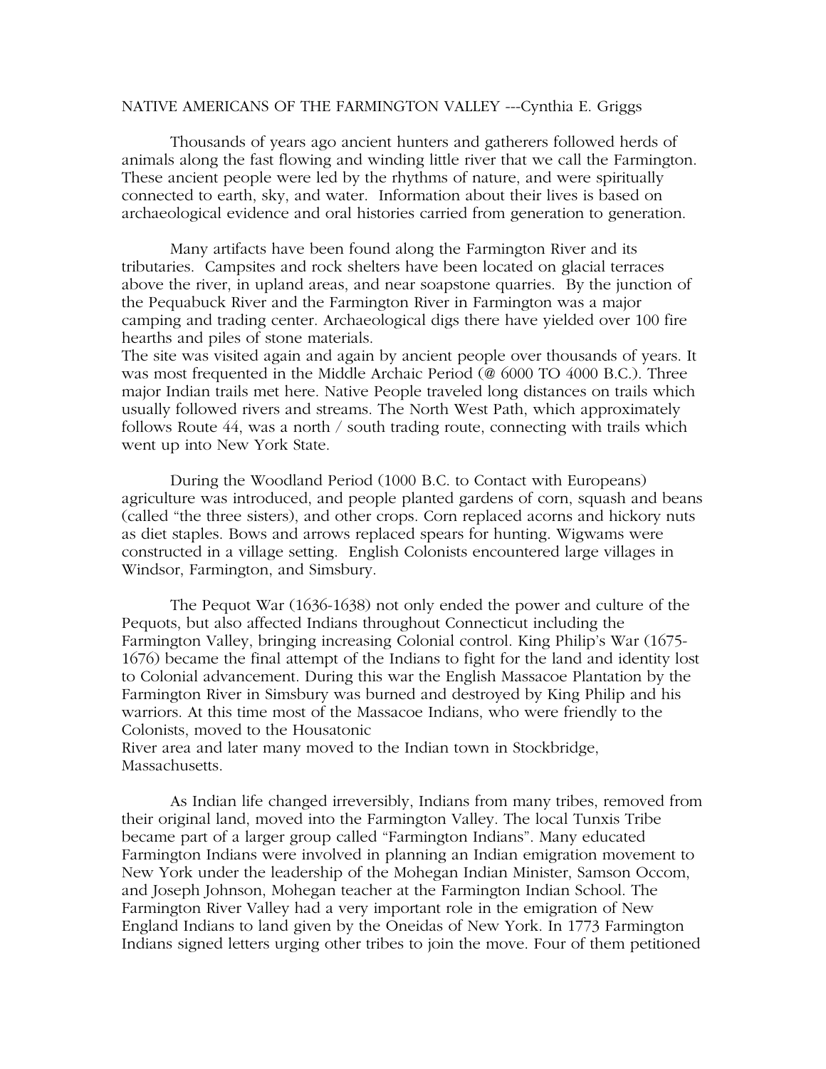# NATIVE AMERICANS OF THE FARMINGTON VALLEY ---Cynthia E. Griggs

Thousands of years ago ancient hunters and gatherers followed herds of animals along the fast flowing and winding little river that we call the Farmington. These ancient people were led by the rhythms of nature, and were spiritually connected to earth, sky, and water. Information about their lives is based on archaeological evidence and oral histories carried from generation to generation.

Many artifacts have been found along the Farmington River and its tributaries. Campsites and rock shelters have been located on glacial terraces above the river, in upland areas, and near soapstone quarries. By the junction of the Pequabuck River and the Farmington River in Farmington was a major camping and trading center. Archaeological digs there have yielded over 100 fire hearths and piles of stone materials.
The site was visited again and again by ancient people over thousands of years. It was most frequented in the Middle Archaic Period (@ 6000 TO 4000 B.C.). Three major Indian trails met here. Native People traveled long distances on trails which usually followed rivers and streams. The North West Path, which approximately follows Route 44, was a north / south trading route, connecting with trails which went up into New York State.

During the Woodland Period (1000 B.C. to Contact with Europeans) agriculture was introduced, and people planted gardens of corn, squash and beans (called "the three sisters), and other crops. Corn replaced acorns and hickory nuts as diet staples. Bows and arrows replaced spears for hunting. Wigwams were constructed in a village setting. English Colonists encountered large villages in Windsor, Farmington, and Simsbury.

The Pequot War (1636-1638) not only ended the power and culture of the Pequots, but also affected Indians throughout Connecticut including the Farmington Valley, bringing increasing Colonial control. King Philip's War (1675-1676) became the final attempt of the Indians to fight for the land and identity lost to Colonial advancement. During this war the English Massacoe Plantation by the Farmington River in Simsbury was burned and destroyed by King Philip and his warriors. At this time most of the Massacoe Indians, who were friendly to the Colonists, moved to the Housatonic River area and later many moved to the Indian town in Stockbridge, Massachusetts.

As Indian life changed irreversibly, Indians from many tribes, removed from their original land, moved into the Farmington Valley. The local Tunxis Tribe became part of a larger group called "Farmington Indians". Many educated Farmington Indians were involved in planning an Indian emigration movement to New York under the leadership of the Mohegan Indian Minister, Samson Occom, and Joseph Johnson, Mohegan teacher at the Farmington Indian School. The Farmington River Valley had a very important role in the emigration of New England Indians to land given by the Oneidas of New York. In 1773 Farmington Indians signed letters urging other tribes to join the move. Four of them petitioned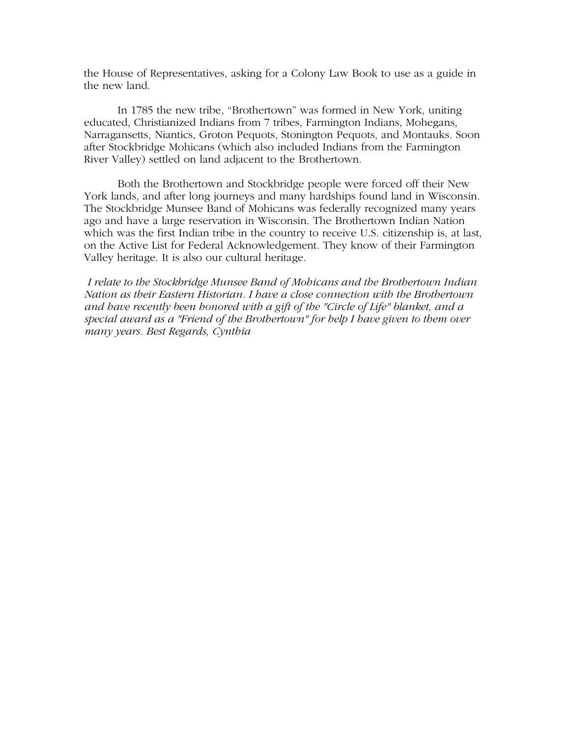the House of Representatives, asking for a Colony Law Book to use as a guide in the new land.

In 1785 the new tribe, "Brothertown" was formed in New York, uniting educated, Christianized Indians from 7 tribes, Farmington Indians, Mohegans, Narragansetts, Niantics, Groton Pequots, Stonington Pequots, and Montauks. Soon after Stockbridge Mohicans (which also included Indians from the Farmington River Valley) settled on land adjacent to the Brothertown.

Both the Brothertown and Stockbridge people were forced off their New York lands, and after long journeys and many hardships found land in Wisconsin. The Stockbridge Munsee Band of Mohicans was federally recognized many years ago and have a large reservation in Wisconsin. The Brothertown Indian Nation which was the first Indian tribe in the country to receive U.S. citizenship is, at last, on the Active List for Federal Acknowledgement. They know of their Farmington Valley heritage. It is also our cultural heritage.

*I relate to the Stockbridge Munsee Band of Mohicans and the Brothertown Indian Nation as their Eastern Historian. I have a close connection with the Brothertown and have recently been honored with a gift of the "Circle of Life" blanket, and a special award as a "Friend of the Brothertown" for help I have given to them over many years. Best Regards, Cynthia*